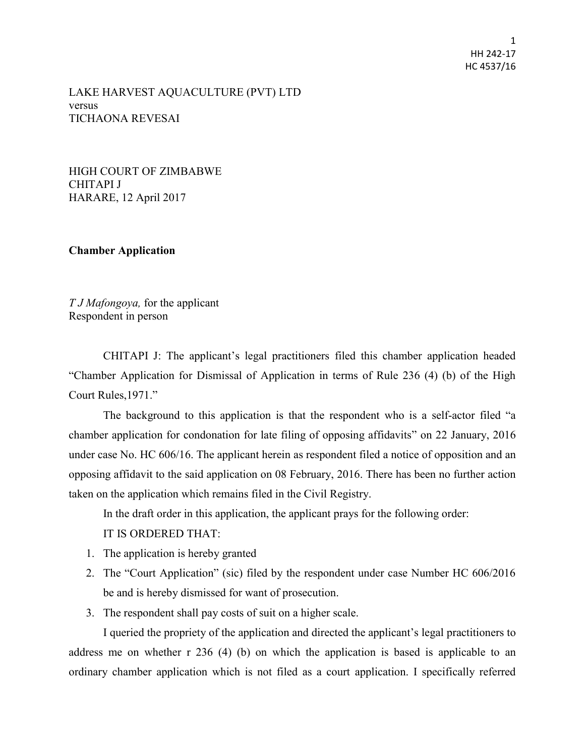LAKE HARVEST AQUACULTURE (PVT) LTD
versus
TICHAONA REVESAI

HIGH COURT OF ZIMBABWE
CHITAPI J
HARARE, 12 April 2017

**Chamber Application**

*T J Mafongoya,* for the applicant
Respondent in person

CHITAPI J: The applicant's legal practitioners filed this chamber application headed "Chamber Application for Dismissal of Application in terms of Rule 236 (4) (b) of the High Court Rules,1971."

The background to this application is that the respondent who is a self-actor filed "a chamber application for condonation for late filing of opposing affidavits" on 22 January, 2016 under case No. HC 606/16. The applicant herein as respondent filed a notice of opposition and an opposing affidavit to the said application on 08 February, 2016. There has been no further action taken on the application which remains filed in the Civil Registry.

In the draft order in this application, the applicant prays for the following order:

IT IS ORDERED THAT:

1. The application is hereby granted
2. The "Court Application" (sic) filed by the respondent under case Number HC 606/2016 be and is hereby dismissed for want of prosecution.
3. The respondent shall pay costs of suit on a higher scale.

I queried the propriety of the application and directed the applicant's legal practitioners to address me on whether r 236 (4) (b) on which the application is based is applicable to an ordinary chamber application which is not filed as a court application. I specifically referred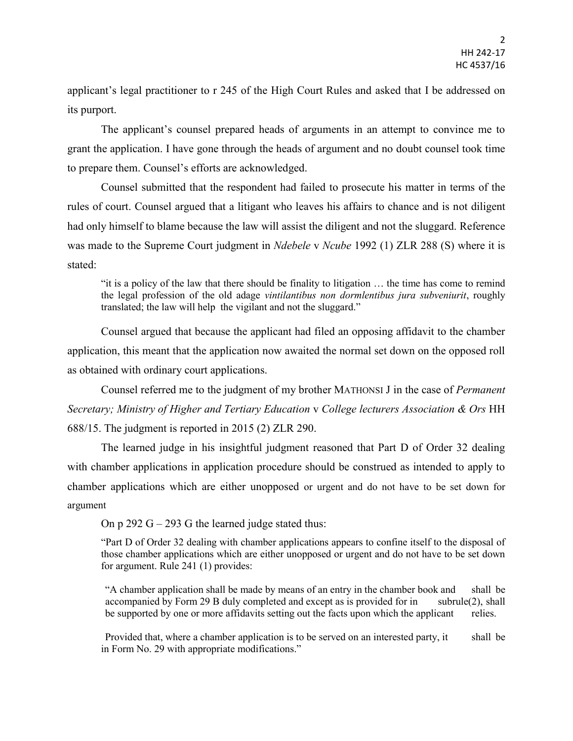applicant's legal practitioner to r 245 of the High Court Rules and asked that I be addressed on its purport.

The applicant's counsel prepared heads of arguments in an attempt to convince me to grant the application. I have gone through the heads of argument and no doubt counsel took time to prepare them. Counsel's efforts are acknowledged.

Counsel submitted that the respondent had failed to prosecute his matter in terms of the rules of court. Counsel argued that a litigant who leaves his affairs to chance and is not diligent had only himself to blame because the law will assist the diligent and not the sluggard. Reference was made to the Supreme Court judgment in *Ndebele* v *Ncube* 1992 (1) ZLR 288 (S) where it is stated:

> "it is a policy of the law that there should be finality to litigation … the time has come to remind the legal profession of the old adage *vintilantibus non dormlentibus jura subveniurit*, roughly translated; the law will help the vigilant and not the sluggard."

Counsel argued that because the applicant had filed an opposing affidavit to the chamber application, this meant that the application now awaited the normal set down on the opposed roll as obtained with ordinary court applications.

Counsel referred me to the judgment of my brother MATHONSI J in the case of *Permanent Secretary; Ministry of Higher and Tertiary Education* v *College lecturers Association & Ors* HH 688/15. The judgment is reported in 2015 (2) ZLR 290.

The learned judge in his insightful judgment reasoned that Part D of Order 32 dealing with chamber applications in application procedure should be construed as intended to apply to chamber applications which are either unopposed or urgent and do not have to be set down for argument

On p 292 G – 293 G the learned judge stated thus:

> "Part D of Order 32 dealing with chamber applications appears to confine itself to the disposal of those chamber applications which are either unopposed or urgent and do not have to be set down for argument. Rule 241 (1) provides:
>
> "A chamber application shall be made by means of an entry in the chamber book and shall be accompanied by Form 29 B duly completed and except as is provided for in subrule(2), shall be supported by one or more affidavits setting out the facts upon which the applicant relies.
>
> Provided that, where a chamber application is to be served on an interested party, it shall be in Form No. 29 with appropriate modifications."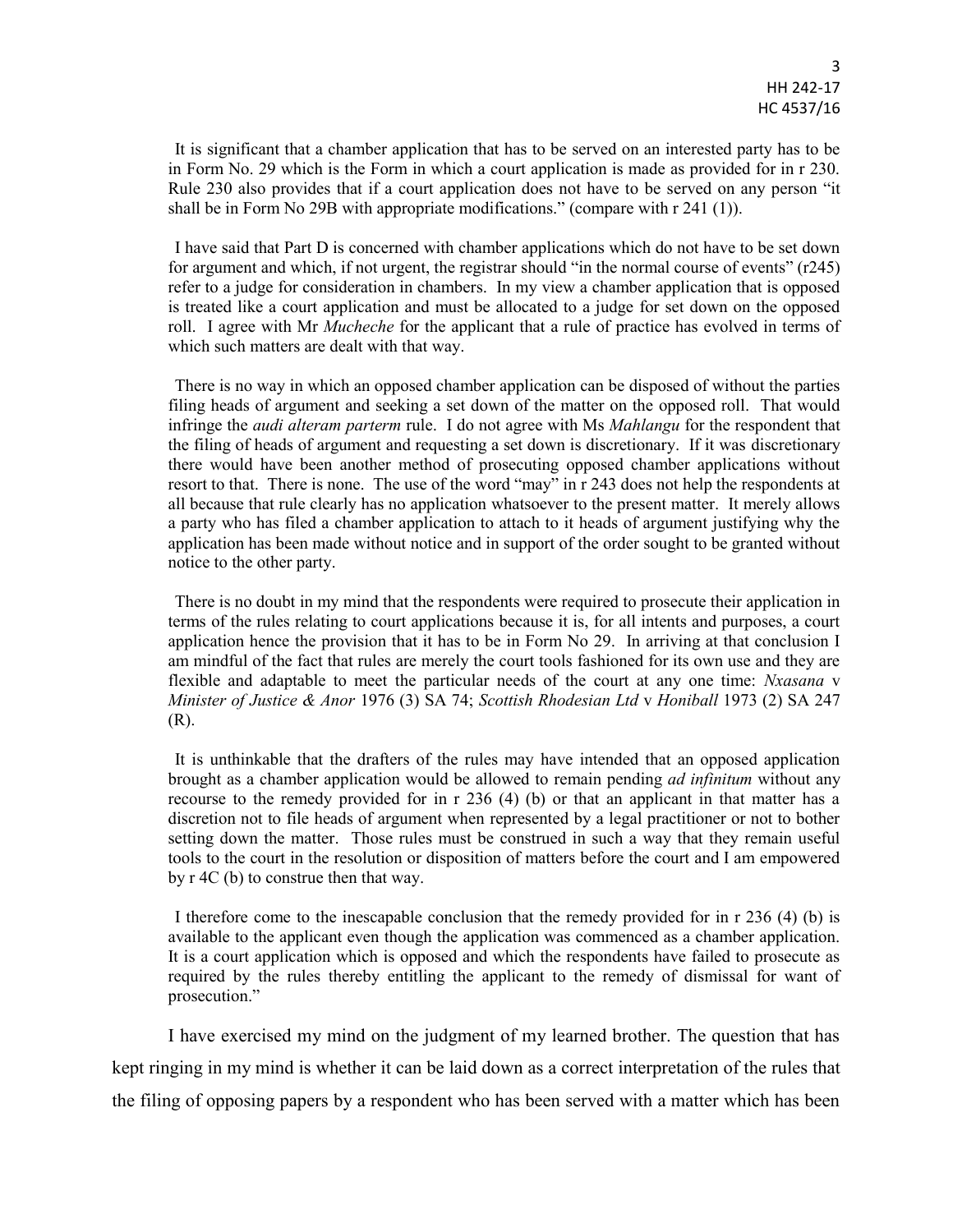It is significant that a chamber application that has to be served on an interested party has to be in Form No. 29 which is the Form in which a court application is made as provided for in r 230. Rule 230 also provides that if a court application does not have to be served on any person "it shall be in Form No 29B with appropriate modifications." (compare with r 241 (1)).

I have said that Part D is concerned with chamber applications which do not have to be set down for argument and which, if not urgent, the registrar should "in the normal course of events" (r245) refer to a judge for consideration in chambers. In my view a chamber application that is opposed is treated like a court application and must be allocated to a judge for set down on the opposed roll. I agree with Mr *Mucheche* for the applicant that a rule of practice has evolved in terms of which such matters are dealt with that way.

There is no way in which an opposed chamber application can be disposed of without the parties filing heads of argument and seeking a set down of the matter on the opposed roll. That would infringe the *audi alteram parterm* rule. I do not agree with Ms *Mahlangu* for the respondent that the filing of heads of argument and requesting a set down is discretionary. If it was discretionary there would have been another method of prosecuting opposed chamber applications without resort to that. There is none. The use of the word "may" in r 243 does not help the respondents at all because that rule clearly has no application whatsoever to the present matter. It merely allows a party who has filed a chamber application to attach to it heads of argument justifying why the application has been made without notice and in support of the order sought to be granted without notice to the other party.

There is no doubt in my mind that the respondents were required to prosecute their application in terms of the rules relating to court applications because it is, for all intents and purposes, a court application hence the provision that it has to be in Form No 29. In arriving at that conclusion I am mindful of the fact that rules are merely the court tools fashioned for its own use and they are flexible and adaptable to meet the particular needs of the court at any one time: *Nxasana* v *Minister of Justice & Anor* 1976 (3) SA 74; *Scottish Rhodesian Ltd* v *Honiball* 1973 (2) SA 247 (R).

It is unthinkable that the drafters of the rules may have intended that an opposed application brought as a chamber application would be allowed to remain pending *ad infinitum* without any recourse to the remedy provided for in r 236 (4) (b) or that an applicant in that matter has a discretion not to file heads of argument when represented by a legal practitioner or not to bother setting down the matter. Those rules must be construed in such a way that they remain useful tools to the court in the resolution or disposition of matters before the court and I am empowered by r 4C (b) to construe then that way.

I therefore come to the inescapable conclusion that the remedy provided for in r 236 (4) (b) is available to the applicant even though the application was commenced as a chamber application. It is a court application which is opposed and which the respondents have failed to prosecute as required by the rules thereby entitling the applicant to the remedy of dismissal for want of prosecution."

I have exercised my mind on the judgment of my learned brother. The question that has kept ringing in my mind is whether it can be laid down as a correct interpretation of the rules that the filing of opposing papers by a respondent who has been served with a matter which has been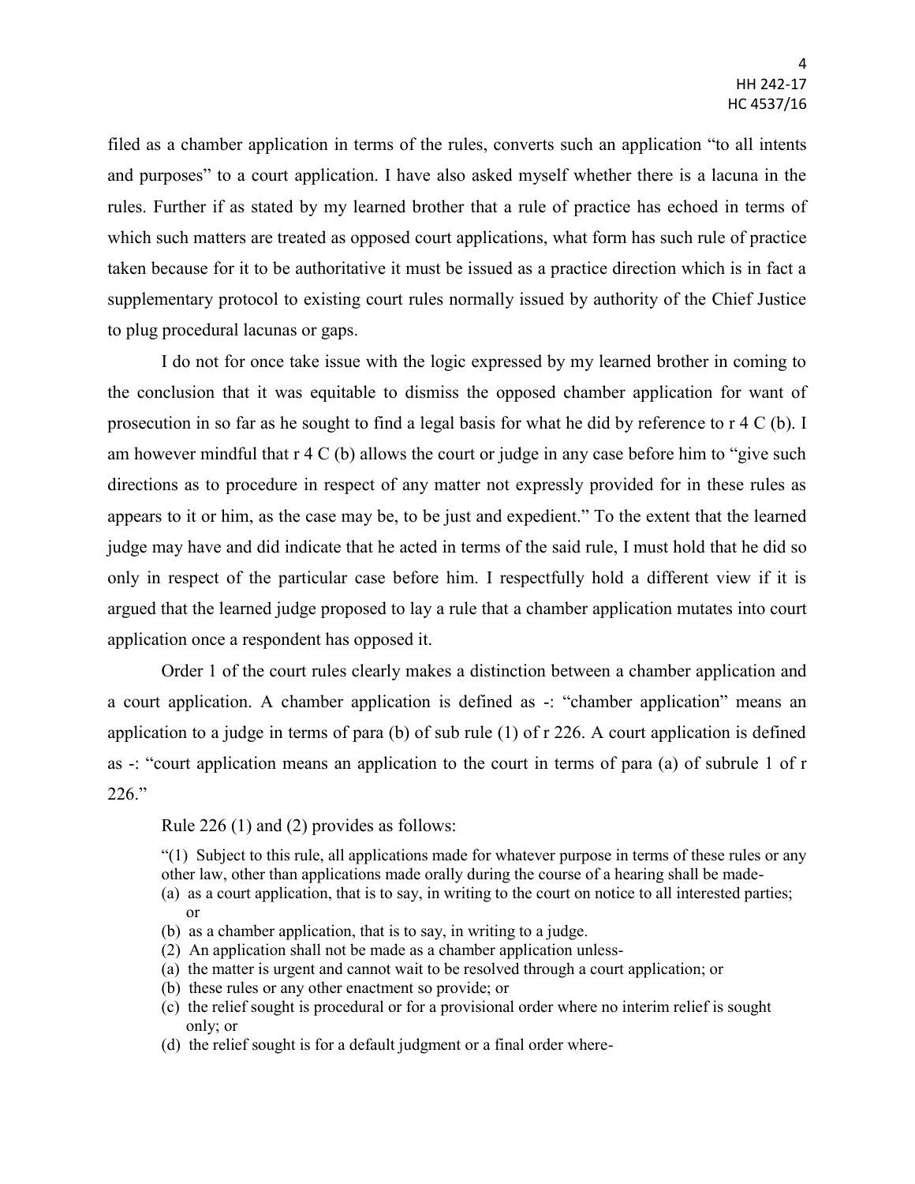filed as a chamber application in terms of the rules, converts such an application "to all intents and purposes" to a court application. I have also asked myself whether there is a lacuna in the rules. Further if as stated by my learned brother that a rule of practice has echoed in terms of which such matters are treated as opposed court applications, what form has such rule of practice taken because for it to be authoritative it must be issued as a practice direction which is in fact a supplementary protocol to existing court rules normally issued by authority of the Chief Justice to plug procedural lacunas or gaps.

I do not for once take issue with the logic expressed by my learned brother in coming to the conclusion that it was equitable to dismiss the opposed chamber application for want of prosecution in so far as he sought to find a legal basis for what he did by reference to r 4 C (b). I am however mindful that r 4 C (b) allows the court or judge in any case before him to "give such directions as to procedure in respect of any matter not expressly provided for in these rules as appears to it or him, as the case may be, to be just and expedient." To the extent that the learned judge may have and did indicate that he acted in terms of the said rule, I must hold that he did so only in respect of the particular case before him. I respectfully hold a different view if it is argued that the learned judge proposed to lay a rule that a chamber application mutates into court application once a respondent has opposed it.

Order 1 of the court rules clearly makes a distinction between a chamber application and a court application. A chamber application is defined as -: "chamber application" means an application to a judge in terms of para (b) of sub rule (1) of r 226. A court application is defined as -: "court application means an application to the court in terms of para (a) of subrule 1 of r 226."

Rule 226 (1) and (2) provides as follows:

> "(1) Subject to this rule, all applications made for whatever purpose in terms of these rules or any other law, other than applications made orally during the course of a hearing shall be made-
> (a) as a court application, that is to say, in writing to the court on notice to all interested parties; or
> (b) as a chamber application, that is to say, in writing to a judge.
> (2) An application shall not be made as a chamber application unless-
> (a) the matter is urgent and cannot wait to be resolved through a court application; or
> (b) these rules or any other enactment so provide; or
> (c) the relief sought is procedural or for a provisional order where no interim relief is sought only; or
> (d) the relief sought is for a default judgment or a final order where-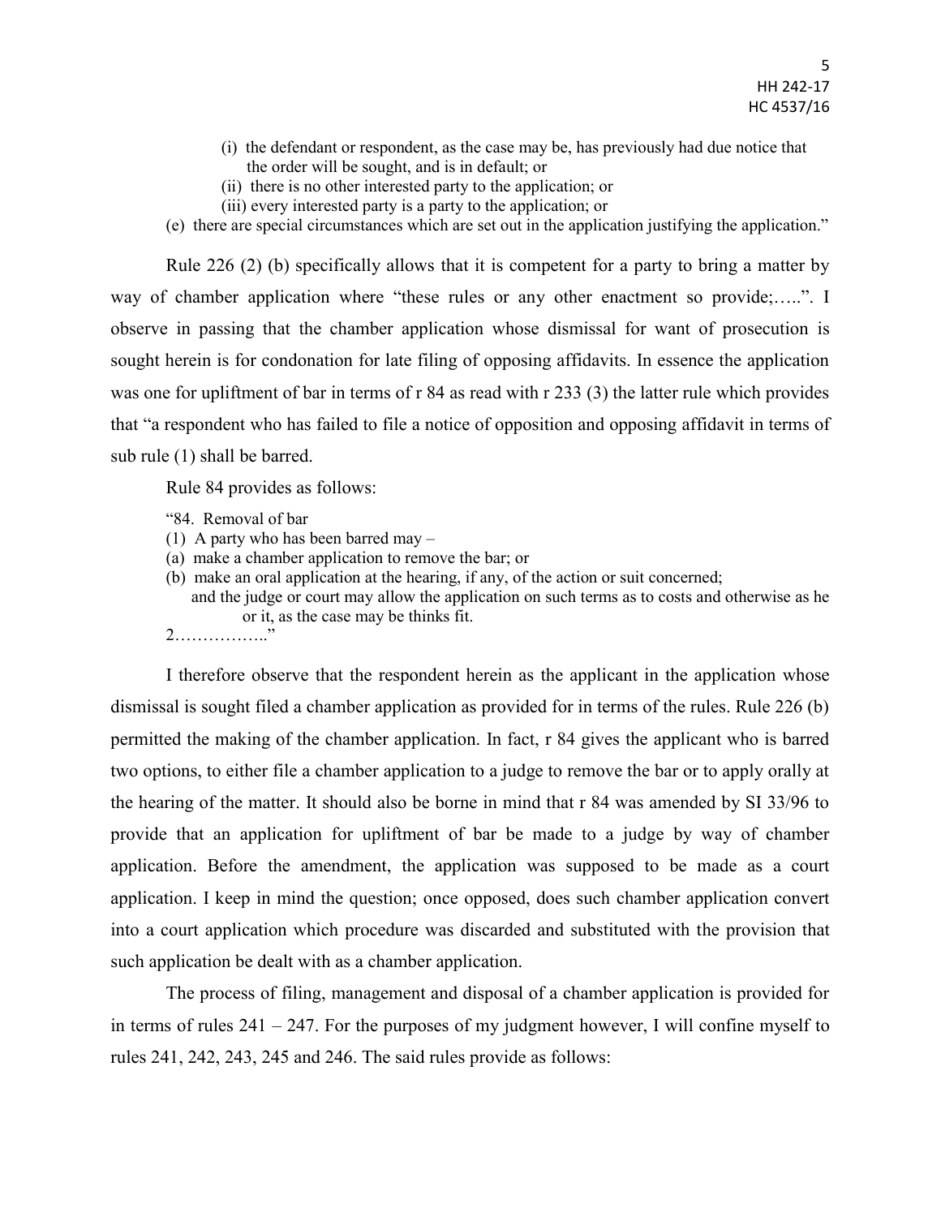> (i) the defendant or respondent, as the case may be, has previously had due notice that the order will be sought, and is in default; or
> (ii) there is no other interested party to the application; or
> (iii) every interested party is a party to the application; or
>
> (e) there are special circumstances which are set out in the application justifying the application."

Rule 226 (2) (b) specifically allows that it is competent for a party to bring a matter by way of chamber application where "these rules or any other enactment so provide;…..". I observe in passing that the chamber application whose dismissal for want of prosecution is sought herein is for condonation for late filing of opposing affidavits. In essence the application was one for upliftment of bar in terms of r 84 as read with r 233 (3) the latter rule which provides that "a respondent who has failed to file a notice of opposition and opposing affidavit in terms of sub rule (1) shall be barred.

Rule 84 provides as follows:

> "84. Removal of bar
> (1) A party who has been barred may –
> (a) make a chamber application to remove the bar; or
> (b) make an oral application at the hearing, if any, of the action or suit concerned;
> and the judge or court may allow the application on such terms as to costs and otherwise as he or it, as the case may be thinks fit.
> 2…………….."

I therefore observe that the respondent herein as the applicant in the application whose dismissal is sought filed a chamber application as provided for in terms of the rules. Rule 226 (b) permitted the making of the chamber application. In fact, r 84 gives the applicant who is barred two options, to either file a chamber application to a judge to remove the bar or to apply orally at the hearing of the matter. It should also be borne in mind that r 84 was amended by SI 33/96 to provide that an application for upliftment of bar be made to a judge by way of chamber application. Before the amendment, the application was supposed to be made as a court application. I keep in mind the question; once opposed, does such chamber application convert into a court application which procedure was discarded and substituted with the provision that such application be dealt with as a chamber application.

The process of filing, management and disposal of a chamber application is provided for in terms of rules 241 – 247. For the purposes of my judgment however, I will confine myself to rules 241, 242, 243, 245 and 246. The said rules provide as follows: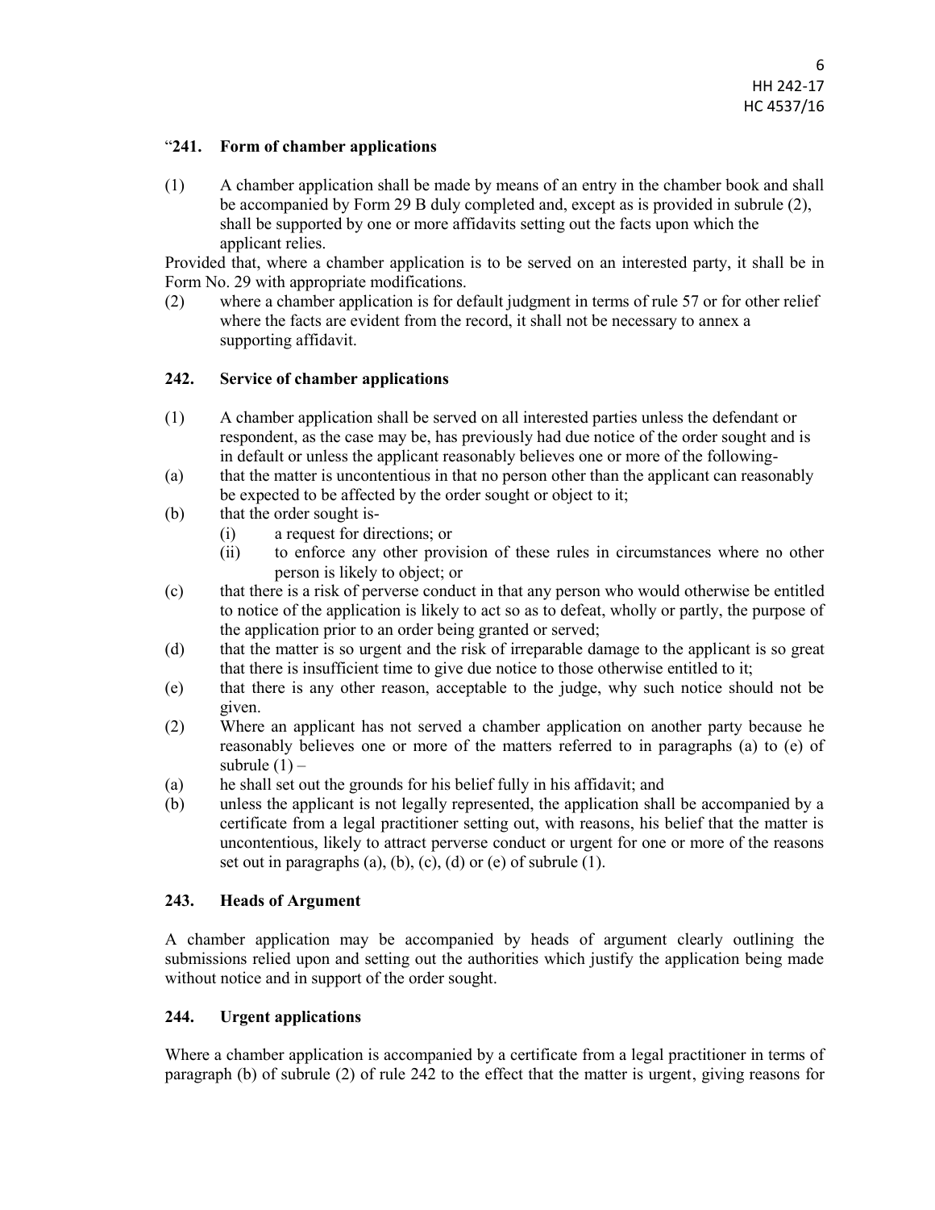"**241. Form of chamber applications**

(1) A chamber application shall be made by means of an entry in the chamber book and shall be accompanied by Form 29 B duly completed and, except as is provided in subrule (2), shall be supported by one or more affidavits setting out the facts upon which the applicant relies.

Provided that, where a chamber application is to be served on an interested party, it shall be in Form No. 29 with appropriate modifications.

(2) where a chamber application is for default judgment in terms of rule 57 or for other relief where the facts are evident from the record, it shall not be necessary to annex a supporting affidavit.

**242. Service of chamber applications**

(1) A chamber application shall be served on all interested parties unless the defendant or respondent, as the case may be, has previously had due notice of the order sought and is in default or unless the applicant reasonably believes one or more of the following-

(a) that the matter is uncontentious in that no person other than the applicant can reasonably be expected to be affected by the order sought or object to it;

(b) that the order sought is-

  (i) a request for directions; or

  (ii) to enforce any other provision of these rules in circumstances where no other person is likely to object; or

(c) that there is a risk of perverse conduct in that any person who would otherwise be entitled to notice of the application is likely to act so as to defeat, wholly or partly, the purpose of the application prior to an order being granted or served;

(d) that the matter is so urgent and the risk of irreparable damage to the applicant is so great that there is insufficient time to give due notice to those otherwise entitled to it;

(e) that there is any other reason, acceptable to the judge, why such notice should not be given.

(2) Where an applicant has not served a chamber application on another party because he reasonably believes one or more of the matters referred to in paragraphs (a) to (e) of subrule (1) –

(a) he shall set out the grounds for his belief fully in his affidavit; and

(b) unless the applicant is not legally represented, the application shall be accompanied by a certificate from a legal practitioner setting out, with reasons, his belief that the matter is uncontentious, likely to attract perverse conduct or urgent for one or more of the reasons set out in paragraphs (a), (b), (c), (d) or (e) of subrule (1).

**243. Heads of Argument**

A chamber application may be accompanied by heads of argument clearly outlining the submissions relied upon and setting out the authorities which justify the application being made without notice and in support of the order sought.

**244. Urgent applications**

Where a chamber application is accompanied by a certificate from a legal practitioner in terms of paragraph (b) of subrule (2) of rule 242 to the effect that the matter is urgent, giving reasons for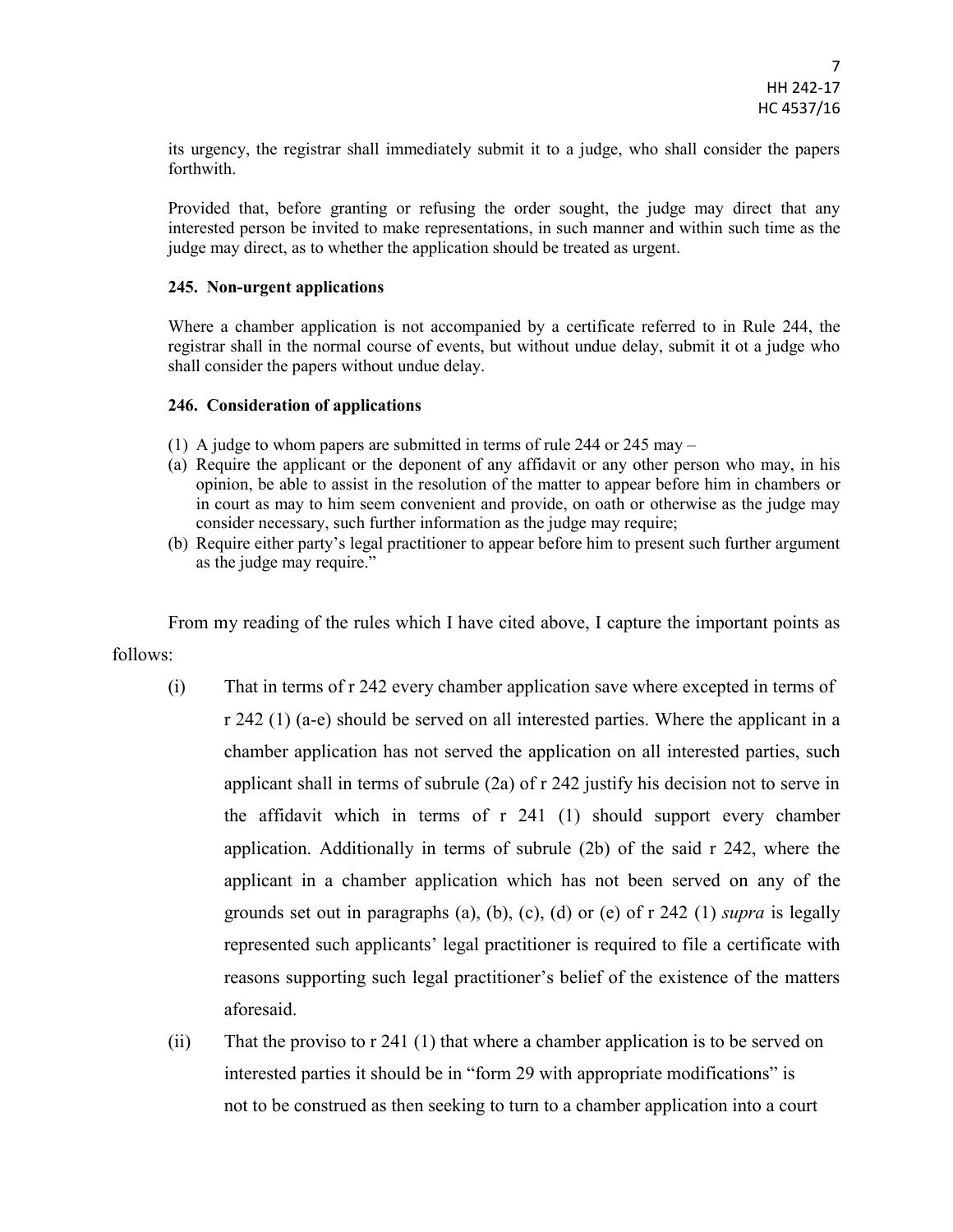its urgency, the registrar shall immediately submit it to a judge, who shall consider the papers forthwith.

Provided that, before granting or refusing the order sought, the judge may direct that any interested person be invited to make representations, in such manner and within such time as the judge may direct, as to whether the application should be treated as urgent.

**245. Non-urgent applications**

Where a chamber application is not accompanied by a certificate referred to in Rule 244, the registrar shall in the normal course of events, but without undue delay, submit it ot a judge who shall consider the papers without undue delay.

**246. Consideration of applications**

(1) A judge to whom papers are submitted in terms of rule 244 or 245 may –
(a) Require the applicant or the deponent of any affidavit or any other person who may, in his opinion, be able to assist in the resolution of the matter to appear before him in chambers or in court as may to him seem convenient and provide, on oath or otherwise as the judge may consider necessary, such further information as the judge may require;
(b) Require either party's legal practitioner to appear before him to present such further argument as the judge may require."

From my reading of the rules which I have cited above, I capture the important points as follows:

(i) That in terms of r 242 every chamber application save where excepted in terms of r 242 (1) (a-e) should be served on all interested parties. Where the applicant in a chamber application has not served the application on all interested parties, such applicant shall in terms of subrule (2a) of r 242 justify his decision not to serve in the affidavit which in terms of r 241 (1) should support every chamber application. Additionally in terms of subrule (2b) of the said r 242, where the applicant in a chamber application which has not been served on any of the grounds set out in paragraphs (a), (b), (c), (d) or (e) of r 242 (1) *supra* is legally represented such applicants' legal practitioner is required to file a certificate with reasons supporting such legal practitioner's belief of the existence of the matters aforesaid.

(ii) That the proviso to r 241 (1) that where a chamber application is to be served on interested parties it should be in "form 29 with appropriate modifications" is not to be construed as then seeking to turn to a chamber application into a court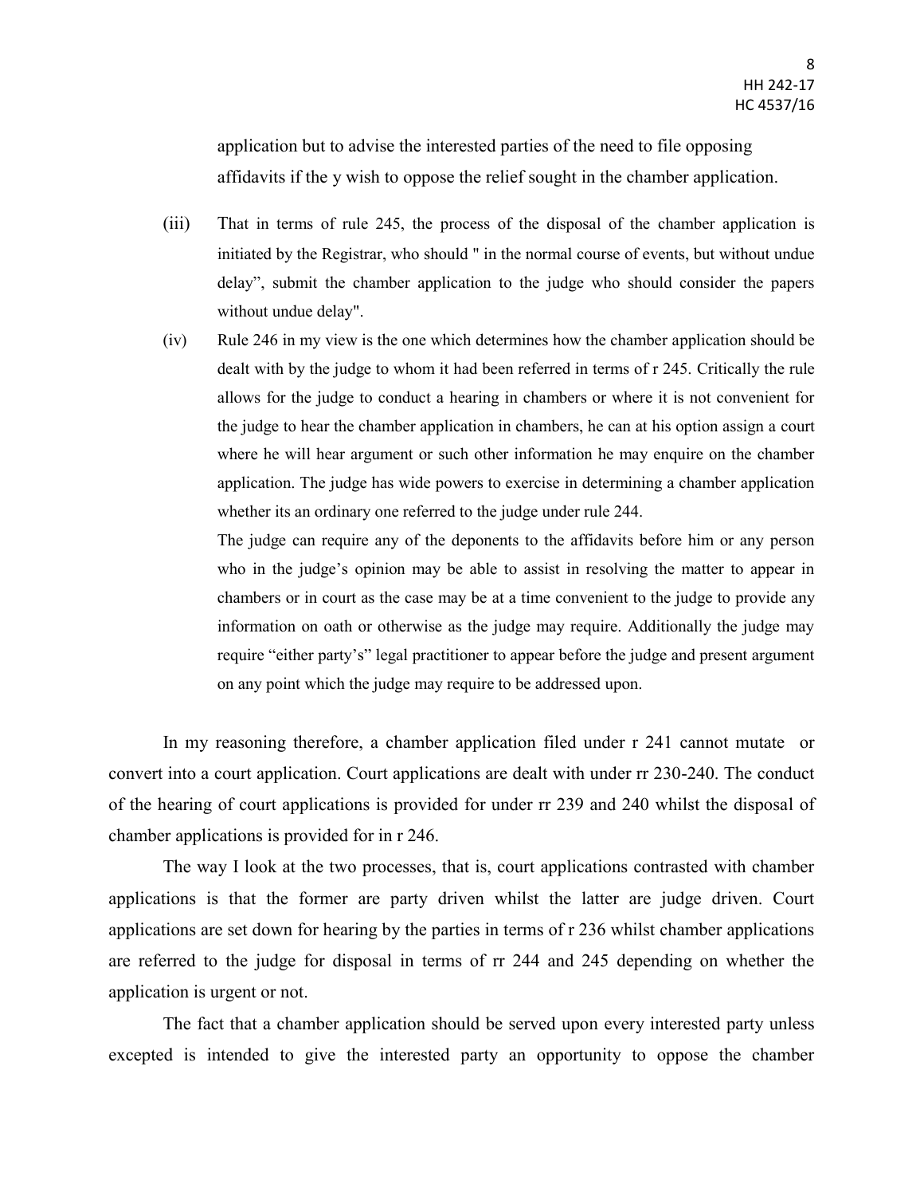application but to advise the interested parties of the need to file opposing affidavits if the y wish to oppose the relief sought in the chamber application.

(iii) That in terms of rule 245, the process of the disposal of the chamber application is initiated by the Registrar, who should " in the normal course of events, but without undue delay", submit the chamber application to the judge who should consider the papers without undue delay".

(iv) Rule 246 in my view is the one which determines how the chamber application should be dealt with by the judge to whom it had been referred in terms of r 245. Critically the rule allows for the judge to conduct a hearing in chambers or where it is not convenient for the judge to hear the chamber application in chambers, he can at his option assign a court where he will hear argument or such other information he may enquire on the chamber application. The judge has wide powers to exercise in determining a chamber application whether its an ordinary one referred to the judge under rule 244.

The judge can require any of the deponents to the affidavits before him or any person who in the judge's opinion may be able to assist in resolving the matter to appear in chambers or in court as the case may be at a time convenient to the judge to provide any information on oath or otherwise as the judge may require. Additionally the judge may require "either party's" legal practitioner to appear before the judge and present argument on any point which the judge may require to be addressed upon.

In my reasoning therefore, a chamber application filed under r 241 cannot mutate or convert into a court application. Court applications are dealt with under rr 230-240. The conduct of the hearing of court applications is provided for under rr 239 and 240 whilst the disposal of chamber applications is provided for in r 246.

The way I look at the two processes, that is, court applications contrasted with chamber applications is that the former are party driven whilst the latter are judge driven. Court applications are set down for hearing by the parties in terms of r 236 whilst chamber applications are referred to the judge for disposal in terms of rr 244 and 245 depending on whether the application is urgent or not.

The fact that a chamber application should be served upon every interested party unless excepted is intended to give the interested party an opportunity to oppose the chamber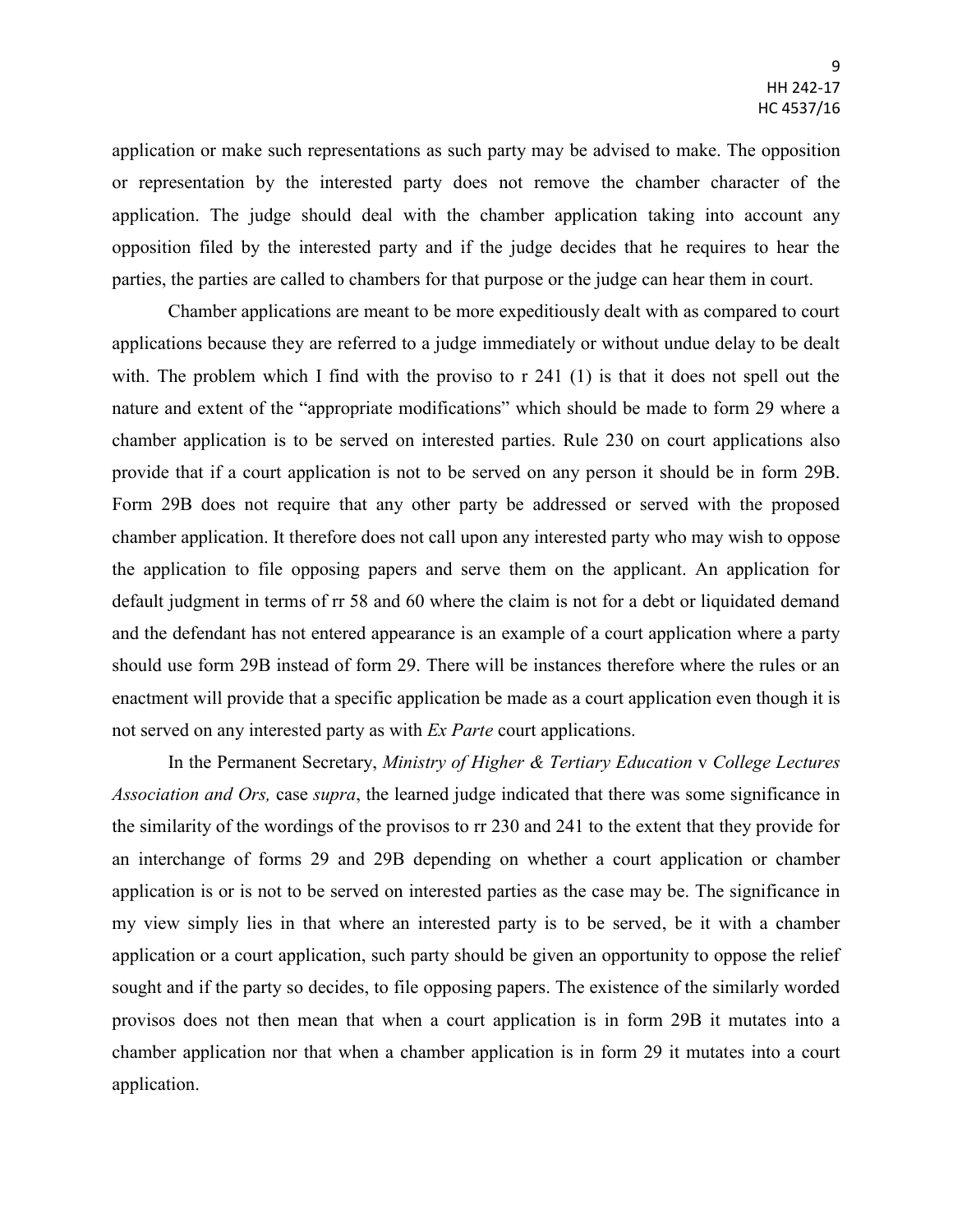application or make such representations as such party may be advised to make. The opposition or representation by the interested party does not remove the chamber character of the application. The judge should deal with the chamber application taking into account any opposition filed by the interested party and if the judge decides that he requires to hear the parties, the parties are called to chambers for that purpose or the judge can hear them in court.

Chamber applications are meant to be more expeditiously dealt with as compared to court applications because they are referred to a judge immediately or without undue delay to be dealt with. The problem which I find with the proviso to r 241 (1) is that it does not spell out the nature and extent of the "appropriate modifications" which should be made to form 29 where a chamber application is to be served on interested parties. Rule 230 on court applications also provide that if a court application is not to be served on any person it should be in form 29B. Form 29B does not require that any other party be addressed or served with the proposed chamber application. It therefore does not call upon any interested party who may wish to oppose the application to file opposing papers and serve them on the applicant. An application for default judgment in terms of rr 58 and 60 where the claim is not for a debt or liquidated demand and the defendant has not entered appearance is an example of a court application where a party should use form 29B instead of form 29. There will be instances therefore where the rules or an enactment will provide that a specific application be made as a court application even though it is not served on any interested party as with *Ex Parte* court applications.

In the Permanent Secretary, *Ministry of Higher & Tertiary Education* v *College Lectures Association and Ors,* case *supra*, the learned judge indicated that there was some significance in the similarity of the wordings of the provisos to rr 230 and 241 to the extent that they provide for an interchange of forms 29 and 29B depending on whether a court application or chamber application is or is not to be served on interested parties as the case may be. The significance in my view simply lies in that where an interested party is to be served, be it with a chamber application or a court application, such party should be given an opportunity to oppose the relief sought and if the party so decides, to file opposing papers. The existence of the similarly worded provisos does not then mean that when a court application is in form 29B it mutates into a chamber application nor that when a chamber application is in form 29 it mutates into a court application.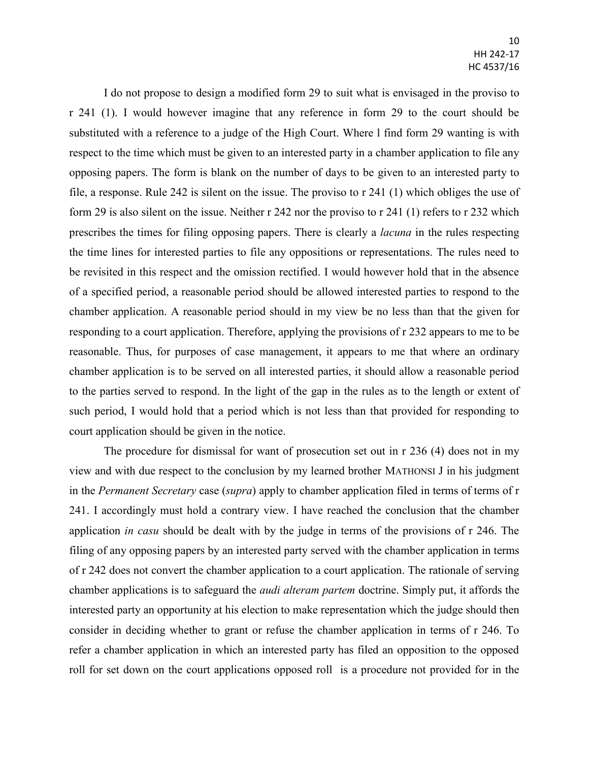I do not propose to design a modified form 29 to suit what is envisaged in the proviso to r 241 (1). I would however imagine that any reference in form 29 to the court should be substituted with a reference to a judge of the High Court. Where l find form 29 wanting is with respect to the time which must be given to an interested party in a chamber application to file any opposing papers. The form is blank on the number of days to be given to an interested party to file, a response. Rule 242 is silent on the issue. The proviso to r 241 (1) which obliges the use of form 29 is also silent on the issue. Neither r 242 nor the proviso to r 241 (1) refers to r 232 which prescribes the times for filing opposing papers. There is clearly a *lacuna* in the rules respecting the time lines for interested parties to file any oppositions or representations. The rules need to be revisited in this respect and the omission rectified. I would however hold that in the absence of a specified period, a reasonable period should be allowed interested parties to respond to the chamber application. A reasonable period should in my view be no less than that the given for responding to a court application. Therefore, applying the provisions of r 232 appears to me to be reasonable. Thus, for purposes of case management, it appears to me that where an ordinary chamber application is to be served on all interested parties, it should allow a reasonable period to the parties served to respond. In the light of the gap in the rules as to the length or extent of such period, I would hold that a period which is not less than that provided for responding to court application should be given in the notice.

The procedure for dismissal for want of prosecution set out in r 236 (4) does not in my view and with due respect to the conclusion by my learned brother MATHONSI J in his judgment in the *Permanent Secretary* case (*supra*) apply to chamber application filed in terms of terms of r 241. I accordingly must hold a contrary view. I have reached the conclusion that the chamber application *in casu* should be dealt with by the judge in terms of the provisions of r 246. The filing of any opposing papers by an interested party served with the chamber application in terms of r 242 does not convert the chamber application to a court application. The rationale of serving chamber applications is to safeguard the *audi alteram partem* doctrine. Simply put, it affords the interested party an opportunity at his election to make representation which the judge should then consider in deciding whether to grant or refuse the chamber application in terms of r 246. To refer a chamber application in which an interested party has filed an opposition to the opposed roll for set down on the court applications opposed roll  is a procedure not provided for in the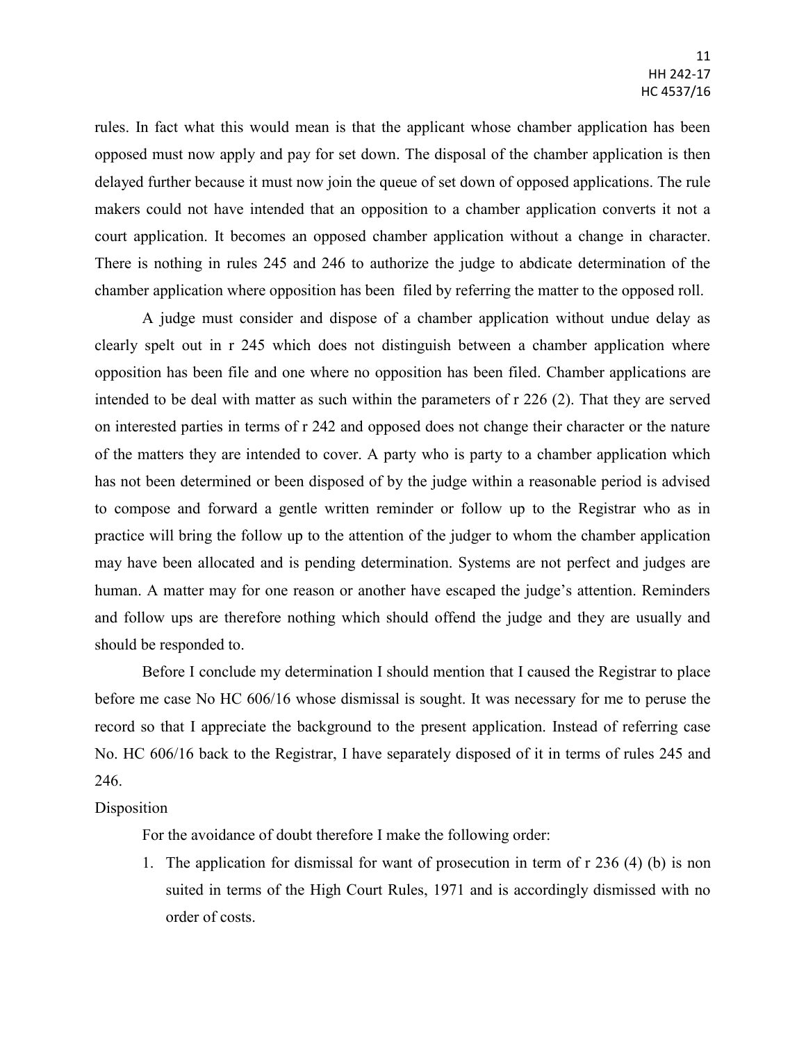rules. In fact what this would mean is that the applicant whose chamber application has been opposed must now apply and pay for set down. The disposal of the chamber application is then delayed further because it must now join the queue of set down of opposed applications. The rule makers could not have intended that an opposition to a chamber application converts it not a court application. It becomes an opposed chamber application without a change in character. There is nothing in rules 245 and 246 to authorize the judge to abdicate determination of the chamber application where opposition has been filed by referring the matter to the opposed roll.

A judge must consider and dispose of a chamber application without undue delay as clearly spelt out in r 245 which does not distinguish between a chamber application where opposition has been file and one where no opposition has been filed. Chamber applications are intended to be deal with matter as such within the parameters of r 226 (2). That they are served on interested parties in terms of r 242 and opposed does not change their character or the nature of the matters they are intended to cover. A party who is party to a chamber application which has not been determined or been disposed of by the judge within a reasonable period is advised to compose and forward a gentle written reminder or follow up to the Registrar who as in practice will bring the follow up to the attention of the judger to whom the chamber application may have been allocated and is pending determination. Systems are not perfect and judges are human. A matter may for one reason or another have escaped the judge's attention. Reminders and follow ups are therefore nothing which should offend the judge and they are usually and should be responded to.

Before I conclude my determination I should mention that I caused the Registrar to place before me case No HC 606/16 whose dismissal is sought. It was necessary for me to peruse the record so that I appreciate the background to the present application. Instead of referring case No. HC 606/16 back to the Registrar, I have separately disposed of it in terms of rules 245 and 246.

Disposition

For the avoidance of doubt therefore I make the following order:

1. The application for dismissal for want of prosecution in term of r 236 (4) (b) is non suited in terms of the High Court Rules, 1971 and is accordingly dismissed with no order of costs.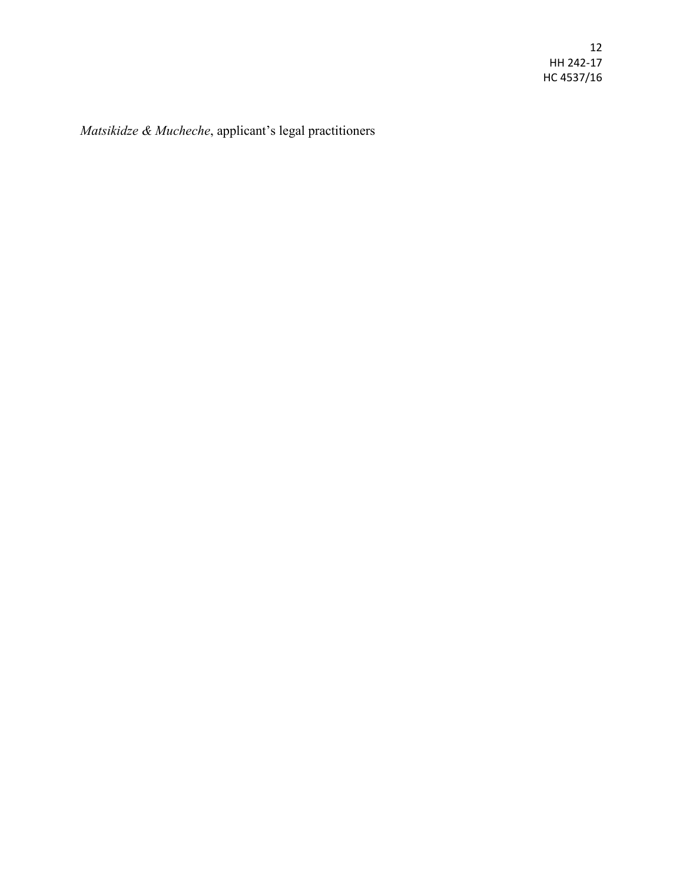*Matsikidze & Mucheche*, applicant's legal practitioners